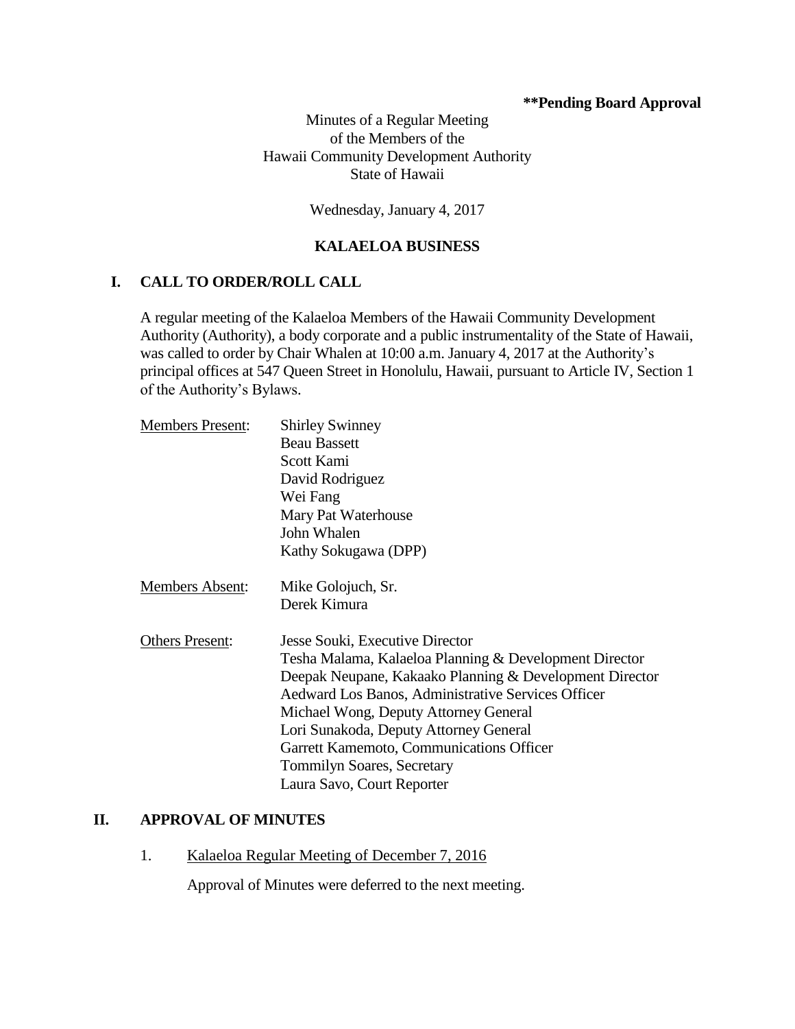**\*\*Pending Board Approval**

Minutes of a Regular Meeting
of the Members of the
Hawaii Community Development Authority
State of Hawaii

Wednesday, January 4, 2017

## KALAELOA BUSINESS

## I. CALL TO ORDER/ROLL CALL

A regular meeting of the Kalaeloa Members of the Hawaii Community Development Authority (Authority), a body corporate and a public instrumentality of the State of Hawaii, was called to order by Chair Whalen at 10:00 a.m. January 4, 2017 at the Authority's principal offices at 547 Queen Street in Honolulu, Hawaii, pursuant to Article IV, Section 1 of the Authority's Bylaws.

Members Present:
- Shirley Swinney
- Beau Bassett
- Scott Kami
- David Rodriguez
- Wei Fang
- Mary Pat Waterhouse
- John Whalen
- Kathy Sokugawa (DPP)

Members Absent:
- Mike Golojuch, Sr.
- Derek Kimura

Others Present:
- Jesse Souki, Executive Director
- Tesha Malama, Kalaeloa Planning & Development Director
- Deepak Neupane, Kakaako Planning & Development Director
- Aedward Los Banos, Administrative Services Officer
- Michael Wong, Deputy Attorney General
- Lori Sunakoda, Deputy Attorney General
- Garrett Kamemoto, Communications Officer
- Tommilyn Soares, Secretary
- Laura Savo, Court Reporter

## II. APPROVAL OF MINUTES

1. Kalaeloa Regular Meeting of December 7, 2016

   Approval of Minutes were deferred to the next meeting.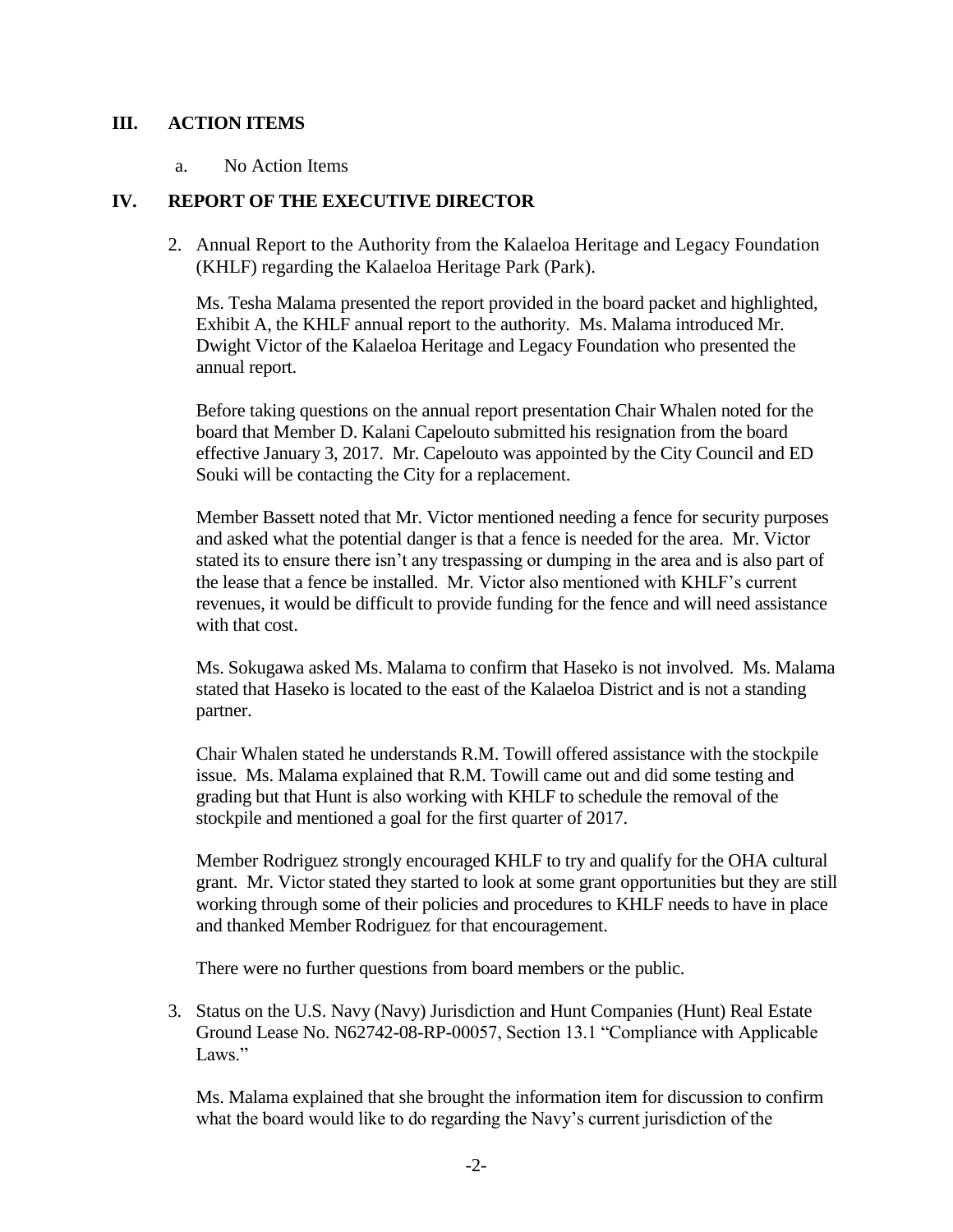## III. ACTION ITEMS

a. No Action Items

## IV. REPORT OF THE EXECUTIVE DIRECTOR

2. Annual Report to the Authority from the Kalaeloa Heritage and Legacy Foundation (KHLF) regarding the Kalaeloa Heritage Park (Park).

   Ms. Tesha Malama presented the report provided in the board packet and highlighted, Exhibit A, the KHLF annual report to the authority. Ms. Malama introduced Mr. Dwight Victor of the Kalaeloa Heritage and Legacy Foundation who presented the annual report.

   Before taking questions on the annual report presentation Chair Whalen noted for the board that Member D. Kalani Capelouto submitted his resignation from the board effective January 3, 2017. Mr. Capelouto was appointed by the City Council and ED Souki will be contacting the City for a replacement.

   Member Bassett noted that Mr. Victor mentioned needing a fence for security purposes and asked what the potential danger is that a fence is needed for the area. Mr. Victor stated its to ensure there isn't any trespassing or dumping in the area and is also part of the lease that a fence be installed. Mr. Victor also mentioned with KHLF's current revenues, it would be difficult to provide funding for the fence and will need assistance with that cost.

   Ms. Sokugawa asked Ms. Malama to confirm that Haseko is not involved. Ms. Malama stated that Haseko is located to the east of the Kalaeloa District and is not a standing partner.

   Chair Whalen stated he understands R.M. Towill offered assistance with the stockpile issue. Ms. Malama explained that R.M. Towill came out and did some testing and grading but that Hunt is also working with KHLF to schedule the removal of the stockpile and mentioned a goal for the first quarter of 2017.

   Member Rodriguez strongly encouraged KHLF to try and qualify for the OHA cultural grant. Mr. Victor stated they started to look at some grant opportunities but they are still working through some of their policies and procedures to KHLF needs to have in place and thanked Member Rodriguez for that encouragement.

   There were no further questions from board members or the public.

3. Status on the U.S. Navy (Navy) Jurisdiction and Hunt Companies (Hunt) Real Estate Ground Lease No. N62742-08-RP-00057, Section 13.1 "Compliance with Applicable Laws."

   Ms. Malama explained that she brought the information item for discussion to confirm what the board would like to do regarding the Navy's current jurisdiction of the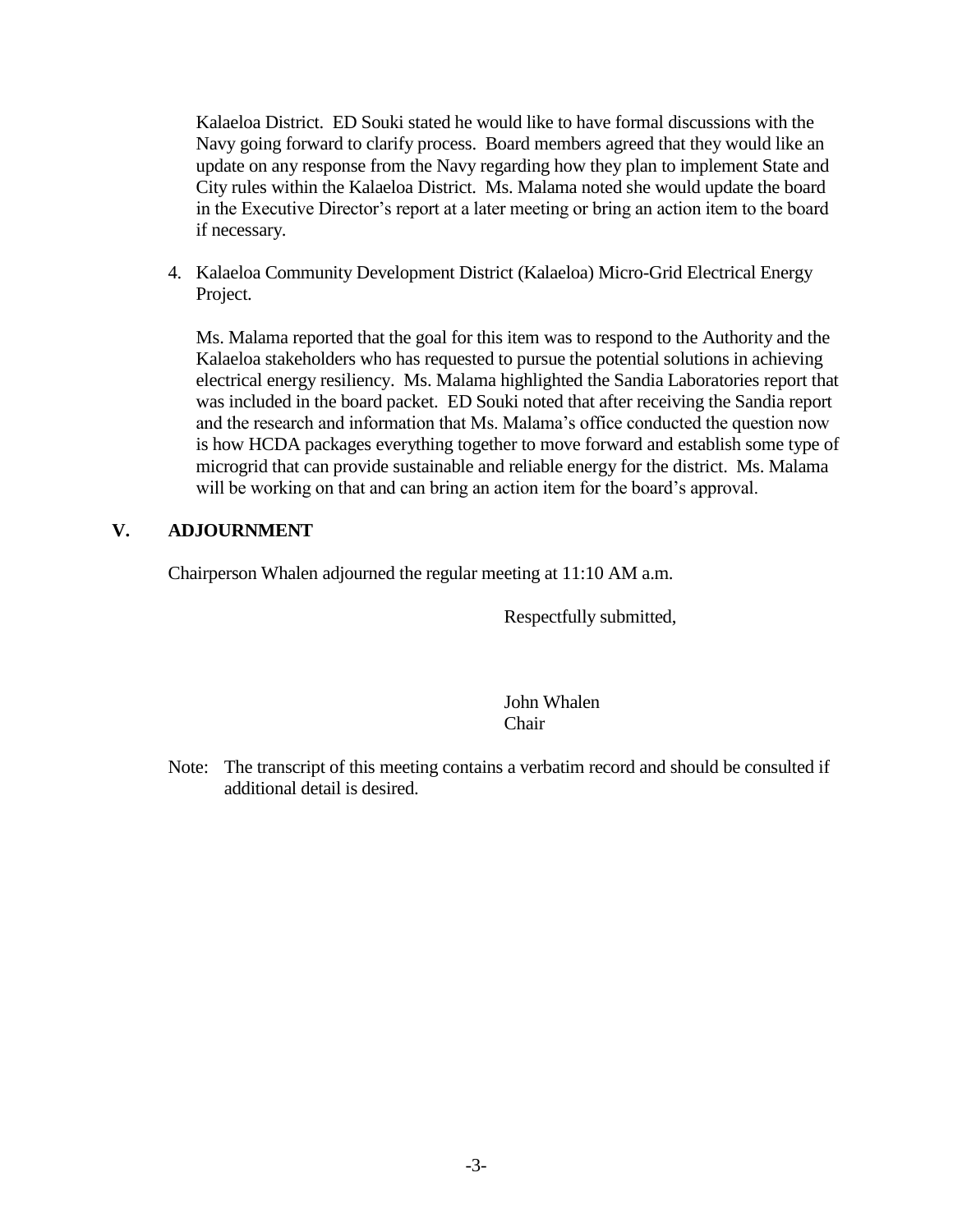Kalaeloa District. ED Souki stated he would like to have formal discussions with the Navy going forward to clarify process. Board members agreed that they would like an update on any response from the Navy regarding how they plan to implement State and City rules within the Kalaeloa District. Ms. Malama noted she would update the board in the Executive Director's report at a later meeting or bring an action item to the board if necessary.

4. Kalaeloa Community Development District (Kalaeloa) Micro-Grid Electrical Energy Project.

   Ms. Malama reported that the goal for this item was to respond to the Authority and the Kalaeloa stakeholders who has requested to pursue the potential solutions in achieving electrical energy resiliency. Ms. Malama highlighted the Sandia Laboratories report that was included in the board packet. ED Souki noted that after receiving the Sandia report and the research and information that Ms. Malama's office conducted the question now is how HCDA packages everything together to move forward and establish some type of microgrid that can provide sustainable and reliable energy for the district. Ms. Malama will be working on that and can bring an action item for the board's approval.

## V. ADJOURNMENT

Chairperson Whalen adjourned the regular meeting at 11:10 AM a.m.

Respectfully submitted,

John Whalen
Chair

Note: The transcript of this meeting contains a verbatim record and should be consulted if additional detail is desired.